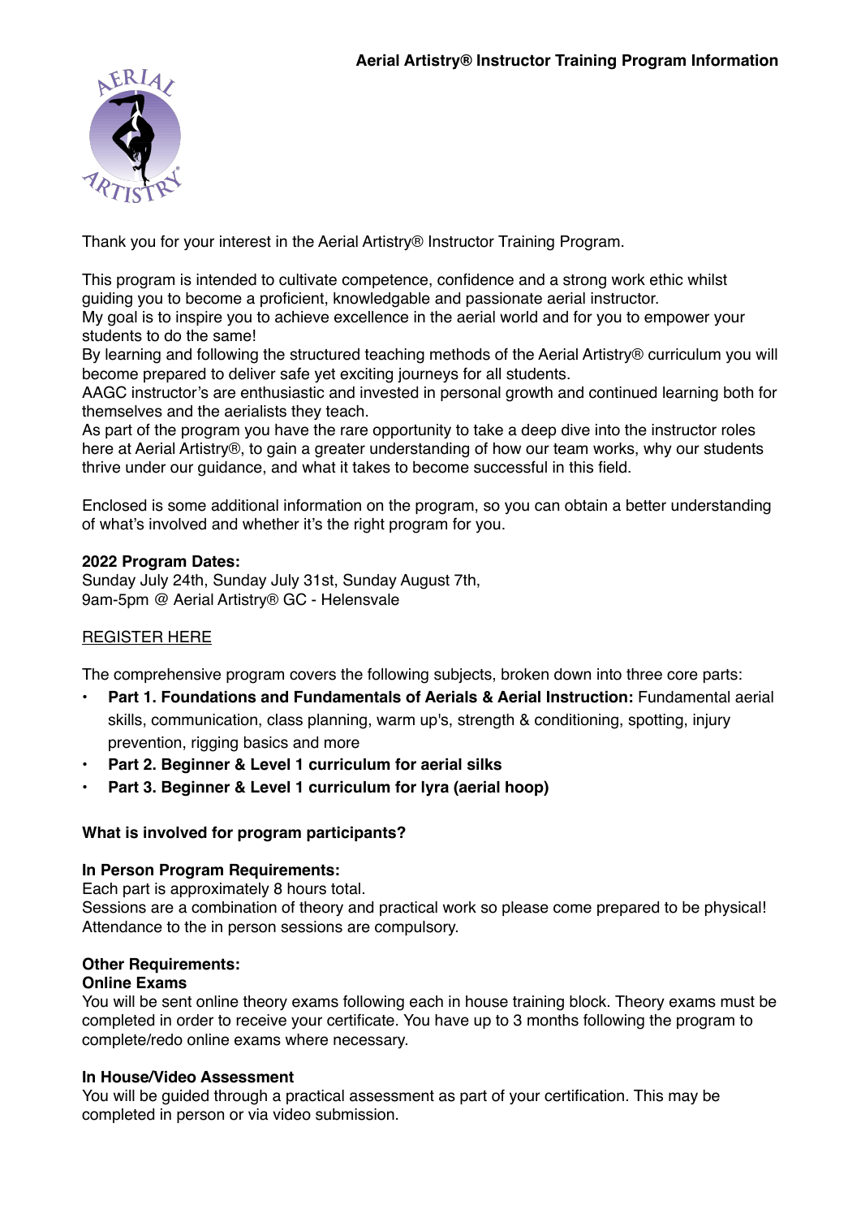# Aerial Artistry® Instructor Training Program Information

Thank you for your interest in the Aerial Artistry® Instructor Training Program.

This program is intended to cultivate competence, confidence and a strong work ethic whilst guiding you to become a proficient, knowledgable and passionate aerial instructor.
My goal is to inspire you to achieve excellence in the aerial world and for you to empower your students to do the same!
By learning and following the structured teaching methods of the Aerial Artistry® curriculum you will become prepared to deliver safe yet exciting journeys for all students.
AAGC instructor's are enthusiastic and invested in personal growth and continued learning both for themselves and the aerialists they teach.
As part of the program you have the rare opportunity to take a deep dive into the instructor roles here at Aerial Artistry®, to gain a greater understanding of how our team works, why our students thrive under our guidance, and what it takes to become successful in this field.

Enclosed is some additional information on the program, so you can obtain a better understanding of what's involved and whether it's the right program for you.

**2022 Program Dates:**
Sunday July 24th, Sunday July 31st, Sunday August 7th,
9am-5pm @ Aerial Artistry® GC - Helensvale

REGISTER HERE

The comprehensive program covers the following subjects, broken down into three core parts:

- **Part 1. Foundations and Fundamentals of Aerials & Aerial Instruction:** Fundamental aerial skills, communication, class planning, warm up's, strength & conditioning, spotting, injury prevention, rigging basics and more
- **Part 2. Beginner & Level 1 curriculum for aerial silks**
- **Part 3. Beginner & Level 1 curriculum for lyra (aerial hoop)**

**What is involved for program participants?**

**In Person Program Requirements:**
Each part is approximately 8 hours total.
Sessions are a combination of theory and practical work so please come prepared to be physical!
Attendance to the in person sessions are compulsory.

**Other Requirements:**
**Online Exams**
You will be sent online theory exams following each in house training block. Theory exams must be completed in order to receive your certificate. You have up to 3 months following the program to complete/redo online exams where necessary.

**In House/Video Assessment**
You will be guided through a practical assessment as part of your certification. This may be completed in person or via video submission.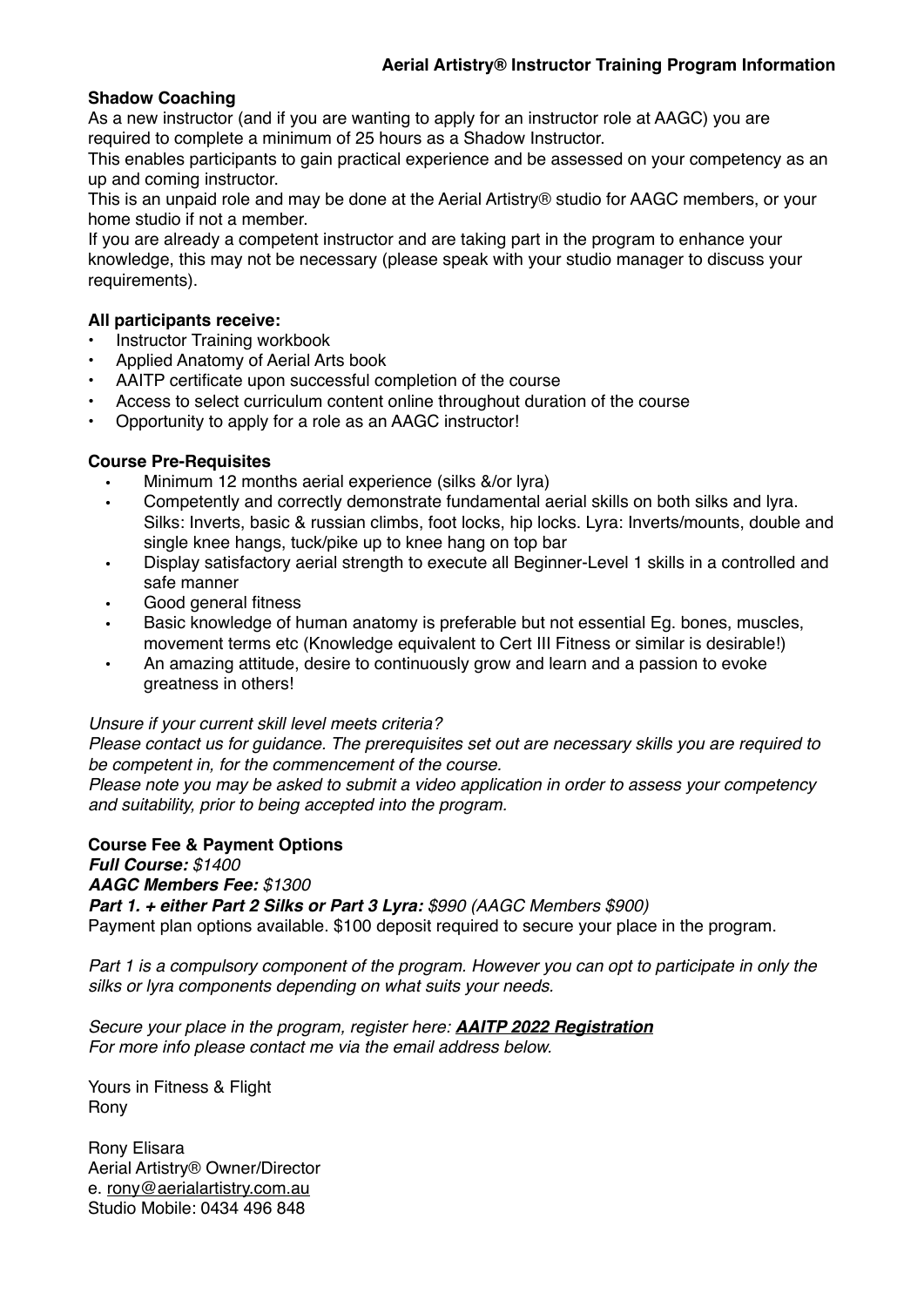**Aerial Artistry® Instructor Training Program Information**

**Shadow Coaching**

As a new instructor (and if you are wanting to apply for an instructor role at AAGC) you are required to complete a minimum of 25 hours as a Shadow Instructor.

This enables participants to gain practical experience and be assessed on your competency as an up and coming instructor.

This is an unpaid role and may be done at the Aerial Artistry® studio for AAGC members, or your home studio if not a member.

If you are already a competent instructor and are taking part in the program to enhance your knowledge, this may not be necessary (please speak with your studio manager to discuss your requirements).

**All participants receive:**

- Instructor Training workbook
- Applied Anatomy of Aerial Arts book
- AAITP certificate upon successful completion of the course
- Access to select curriculum content online throughout duration of the course
- Opportunity to apply for a role as an AAGC instructor!

**Course Pre-Requisites**

- Minimum 12 months aerial experience (silks &/or lyra)
- Competently and correctly demonstrate fundamental aerial skills on both silks and lyra. Silks: Inverts, basic & russian climbs, foot locks, hip locks. Lyra: Inverts/mounts, double and single knee hangs, tuck/pike up to knee hang on top bar
- Display satisfactory aerial strength to execute all Beginner-Level 1 skills in a controlled and safe manner
- Good general fitness
- Basic knowledge of human anatomy is preferable but not essential Eg. bones, muscles, movement terms etc (Knowledge equivalent to Cert III Fitness or similar is desirable!)
- An amazing attitude, desire to continuously grow and learn and a passion to evoke greatness in others!

*Unsure if your current skill level meets criteria?*
*Please contact us for guidance. The prerequisites set out are necessary skills you are required to be competent in, for the commencement of the course.*
*Please note you may be asked to submit a video application in order to assess your competency and suitability, prior to being accepted into the program.*

**Course Fee & Payment Options**

***Full Course:*** *$1400*
***AAGC Members Fee:*** *$1300*
***Part 1. + either Part 2 Silks or Part 3 Lyra:*** *$990 (AAGC Members $900)*
Payment plan options available. $100 deposit required to secure your place in the program.

*Part 1 is a compulsory component of the program. However you can opt to participate in only the silks or lyra components depending on what suits your needs.*

*Secure your place in the program, register here:* ***AAITP 2022 Registration***
*For more info please contact me via the email address below.*

Yours in Fitness & Flight
Rony

Rony Elisara
Aerial Artistry® Owner/Director
e. rony@aerialartistry.com.au
Studio Mobile: 0434 496 848